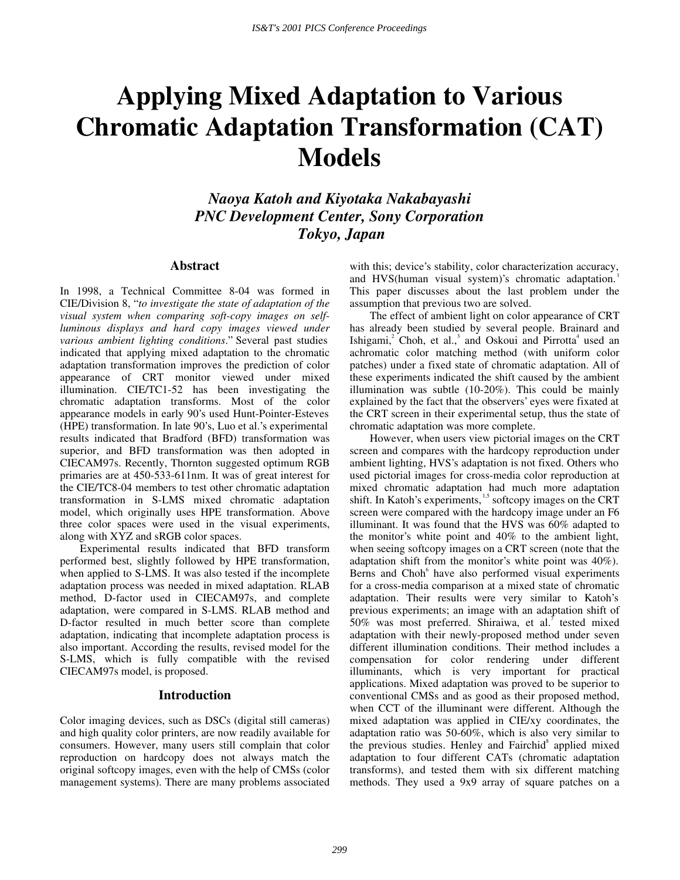# Applying Mixed Adaptation to Various Chromatic Adaptation Transformation (CAT) Models

### *Naoya Katoh and Kiyotaka Nakabayashi*
### *PNC Development Center, Sony Corporation*
### *Tokyo, Japan*

## Abstract

In 1998, a Technical Committee 8-04 was formed in CIE/Division 8, "*to investigate the state of adaptation of the visual system when comparing soft-copy images on self-luminous displays and hard copy images viewed under various ambient lighting conditions*." Several past studies indicated that applying mixed adaptation to the chromatic adaptation transformation improves the prediction of color appearance of CRT monitor viewed under mixed illumination. CIE/TC1-52 has been investigating the chromatic adaptation transforms. Most of the color appearance models in early 90's used Hunt-Pointer-Esteves (HPE) transformation. In late 90's, Luo et al.'s experimental results indicated that Bradford (BFD) transformation was superior, and BFD transformation was then adopted in CIECAM97s. Recently, Thornton suggested optimum RGB primaries are at 450-533-611nm. It was of great interest for the CIE/TC8-04 members to test other chromatic adaptation transformation in S-LMS mixed chromatic adaptation model, which originally uses HPE transformation. Above three color spaces were used in the visual experiments, along with XYZ and sRGB color spaces.

Experimental results indicated that BFD transform performed best, slightly followed by HPE transformation, when applied to S-LMS. It was also tested if the incomplete adaptation process was needed in mixed adaptation. RLAB method, D-factor used in CIECAM97s, and complete adaptation, were compared in S-LMS. RLAB method and D-factor resulted in much better score than complete adaptation, indicating that incomplete adaptation process is also important. According the results, revised model for the S-LMS, which is fully compatible with the revised CIECAM97s model, is proposed.

## Introduction

Color imaging devices, such as DSCs (digital still cameras) and high quality color printers, are now readily available for consumers. However, many users still complain that color reproduction on hardcopy does not always match the original softcopy images, even with the help of CMSs (color management systems). There are many problems associated with this; device's stability, color characterization accuracy, and HVS(human visual system)'s chromatic adaptation.[1] This paper discusses about the last problem under the assumption that previous two are solved.

The effect of ambient light on color appearance of CRT has already been studied by several people. Brainard and Ishigami,[2] Choh, et al.,[3] and Oskoui and Pirrotta[4] used an achromatic color matching method (with uniform color patches) under a fixed state of chromatic adaptation. All of these experiments indicated the shift caused by the ambient illumination was subtle (10-20%). This could be mainly explained by the fact that the observers' eyes were fixated at the CRT screen in their experimental setup, thus the state of chromatic adaptation was more complete.

However, when users view pictorial images on the CRT screen and compares with the hardcopy reproduction under ambient lighting, HVS's adaptation is not fixed. Others who used pictorial images for cross-media color reproduction at mixed chromatic adaptation had much more adaptation shift. In Katoh's experiments,[1,5] softcopy images on the CRT screen were compared with the hardcopy image under an F6 illuminant. It was found that the HVS was 60% adapted to the monitor's white point and 40% to the ambient light, when seeing softcopy images on a CRT screen (note that the adaptation shift from the monitor's white point was 40%). Berns and Choh[6] have also performed visual experiments for a cross-media comparison at a mixed state of chromatic adaptation. Their results were very similar to Katoh's previous experiments; an image with an adaptation shift of 50% was most preferred. Shiraiwa, et al.[7] tested mixed adaptation with their newly-proposed method under seven different illumination conditions. Their method includes a compensation for color rendering under different illuminants, which is very important for practical applications. Mixed adaptation was proved to be superior to conventional CMSs and as good as their proposed method, when CCT of the illuminant were different. Although the mixed adaptation was applied in CIE/xy coordinates, the adaptation ratio was 50-60%, which is also very similar to the previous studies. Henley and Fairchid[8] applied mixed adaptation to four different CATs (chromatic adaptation transforms), and tested them with six different matching methods. They used a 9x9 array of square patches on a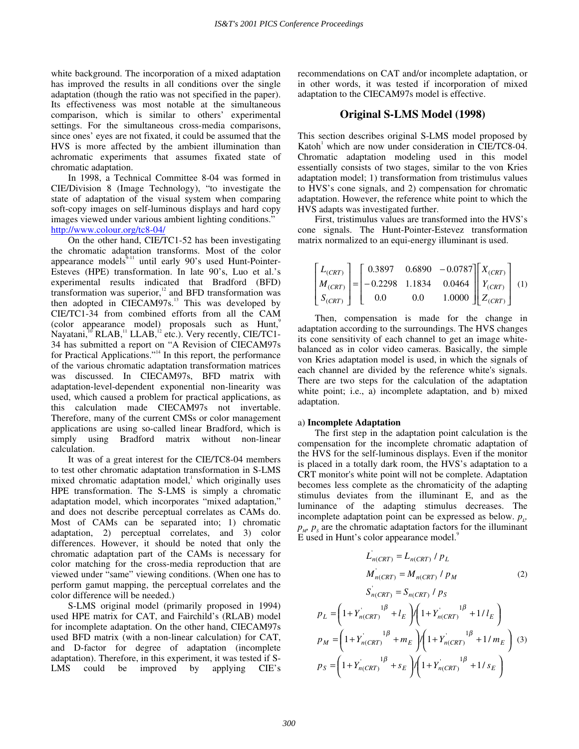white background. The incorporation of a mixed adaptation has improved the results in all conditions over the single adaptation (though the ratio was not specified in the paper). Its effectiveness was most notable at the simultaneous comparison, which is similar to others' experimental settings. For the simultaneous cross-media comparisons, since ones' eyes are not fixated, it could be assumed that the HVS is more affected by the ambient illumination than achromatic experiments that assumes fixated state of chromatic adaptation.

In 1998, a Technical Committee 8-04 was formed in CIE/Division 8 (Image Technology), "to investigate the state of adaptation of the visual system when comparing soft-copy images on self-luminous displays and hard copy images viewed under various ambient lighting conditions." http://www.colour.org/tc8-04/

On the other hand, CIE/TC1-52 has been investigating the chromatic adaptation transforms. Most of the color appearance models[9-11] until early 90's used Hunt-Pointer-Esteves (HPE) transformation. In late 90's, Luo et al.'s experimental results indicated that Bradford (BFD) transformation was superior,[12] and BFD transformation was then adopted in CIECAM97s.[13] This was developed by CIE/TC1-34 from combined efforts from all the CAM (color appearance model) proposals such as Hunt,[9] Nayatani,[10] RLAB,[11] LLAB,[12] etc.). Very recently, CIE/TC1-34 has submitted a report on "A Revision of CIECAM97s for Practical Applications."[14] In this report, the performance of the various chromatic adaptation transformation matrices was discussed. In CIECAM97s, BFD matrix with adaptation-level-dependent exponential non-linearity was used, which caused a problem for practical applications, as this calculation made CIECAM97s not invertable. Therefore, many of the current CMSs or color management applications are using so-called linear Bradford, which is simply using Bradford matrix without non-linear calculation.

It was of a great interest for the CIE/TC8-04 members to test other chromatic adaptation transformation in S-LMS mixed chromatic adaptation model,[1] which originally uses HPE transformation. The S-LMS is simply a chromatic adaptation model, which incorporates "mixed adaptation," and does not describe perceptual correlates as CAMs do. Most of CAMs can be separated into; 1) chromatic adaptation, 2) perceptual correlates, and 3) color differences. However, it should be noted that only the chromatic adaptation part of the CAMs is necessary for color matching for the cross-media reproduction that are viewed under "same" viewing conditions. (When one has to perform gamut mapping, the perceptual correlates and the color difference will be needed.)

S-LMS original model (primarily proposed in 1994) used HPE matrix for CAT, and Fairchild's (RLAB) model for incomplete adaptation. On the other hand, CIECAM97s used BFD matrix (with a non-linear calculation) for CAT, and D-factor for degree of adaptation (incomplete adaptation). Therefore, in this experiment, it was tested if S-LMS could be improved by applying CIE's recommendations on CAT and/or incomplete adaptation, or in other words, it was tested if incorporation of mixed adaptation to the CIECAM97s model is effective.

## Original S-LMS Model (1998)

This section describes original S-LMS model proposed by Katoh[1] which are now under consideration in CIE/TC8-04. Chromatic adaptation modeling used in this model essentially consists of two stages, similar to the von Kries adaptation model; 1) transformation from tristimulus values to HVS's cone signals, and 2) compensation for chromatic adaptation. However, the reference white point to which the HVS adapts was investigated further.

First, tristimulus values are transformed into the HVS's cone signals. The Hunt-Pointer-Estevez transformation matrix normalized to an equi-energy illuminant is used.

$$
\begin{bmatrix} L_{(CRT)} \\ M_{(CRT)} \\ S_{(CRT)} \end{bmatrix} = \begin{bmatrix} 0.3897 & 0.6890 & -0.0787 \\ -0.2298 & 1.1834 & 0.0464 \\ 0.0 & 0.0 & 1.0000 \end{bmatrix} \begin{bmatrix} X_{(CRT)} \\ Y_{(CRT)} \\ Z_{(CRT)} \end{bmatrix} \quad (1)
$$

Then, compensation is made for the change in adaptation according to the surroundings. The HVS changes its cone sensitivity of each channel to get an image white-balanced as in color video cameras. Basically, the simple von Kries adaptation model is used, in which the signals of each channel are divided by the reference white's signals. There are two steps for the calculation of the adaptation white point; i.e., a) incomplete adaptation, and b) mixed adaptation.

a) **Incomplete Adaptation**

The first step in the adaptation point calculation is the compensation for the incomplete chromatic adaptation of the HVS for the self-luminous displays. Even if the monitor is placed in a totally dark room, the HVS's adaptation to a CRT monitor's white point will not be complete. Adaptation becomes less complete as the chromaticity of the adapting stimulus deviates from the illuminant E, and as the luminance of the adapting stimulus decreases. The incomplete adaptation point can be expressed as below. $p_L$, $p_M$, $p_S$ are the chromatic adaptation factors for the illuminant E used in Hunt's color appearance model.[9]

$$
\begin{aligned}
L'_{n(CRT)} &= L_{n(CRT)} / p_L \\
M'_{n(CRT)} &= M_{n(CRT)} / p_M \\
S'_{n(CRT)} &= S_{n(CRT)} / p_S
\end{aligned} \quad (2)
$$

$$
\begin{aligned}
p_L &= \left(1 + Y'^{\,1/3}_{n(CRT)} + l_E\right) / \left(1 + Y'^{\,1/3}_{n(CRT)} + 1/l_E\right) \\
p_M &= \left(1 + Y'^{\,1/3}_{n(CRT)} + m_E\right) / \left(1 + Y'^{\,1/3}_{n(CRT)} + 1/m_E\right) \\
p_S &= \left(1 + Y'^{\,1/3}_{n(CRT)} + s_E\right) / \left(1 + Y'^{\,1/3}_{n(CRT)} + 1/s_E\right)
\end{aligned} \quad (3)
$$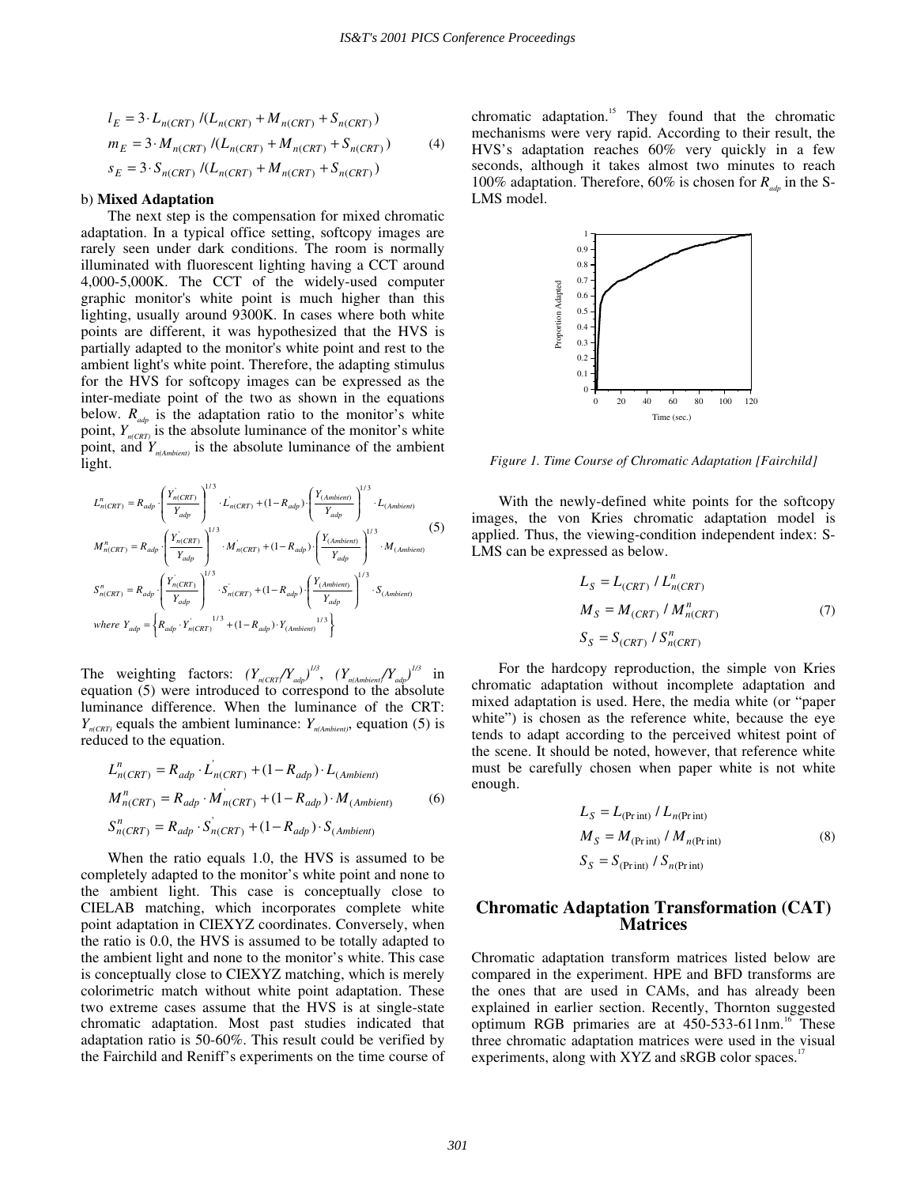$$
\begin{aligned}
l_E &= 3 \cdot L_{n(CRT)} / (L_{n(CRT)} + M_{n(CRT)} + S_{n(CRT)}) \\
m_E &= 3 \cdot M_{n(CRT)} / (L_{n(CRT)} + M_{n(CRT)} + S_{n(CRT)}) \\
s_E &= 3 \cdot S_{n(CRT)} / (L_{n(CRT)} + M_{n(CRT)} + S_{n(CRT)})
\end{aligned}
\tag{4}
$$

b) **Mixed Adaptation**

The next step is the compensation for mixed chromatic adaptation. In a typical office setting, softcopy images are rarely seen under dark conditions. The room is normally illuminated with fluorescent lighting having a CCT around 4,000-5,000K. The CCT of the widely-used computer graphic monitor's white point is much higher than this lighting, usually around 9300K. In cases where both white points are different, it was hypothesized that the HVS is partially adapted to the monitor's white point and rest to the ambient light's white point. Therefore, the adapting stimulus for the HVS for softcopy images can be expressed as the inter-mediate point of the two as shown in the equations below. $R_{adp}$ is the adaptation ratio to the monitor's white point, $Y_{n(CRT)}$ is the absolute luminance of the monitor's white point, and $Y_{n(Ambient)}$ is the absolute luminance of the ambient light.

$$
\begin{aligned}
L^n_{n(CRT)} &= R_{adp} \cdot \left( \frac{Y^{'}_{n(CRT)}}{Y_{adp}} \right)^{1/3} \cdot L^{'}_{n(CRT)} + (1 - R_{adp}) \cdot \left( \frac{Y_{(Ambient)}}{Y_{adp}} \right)^{1/3} \cdot L_{(Ambient)} \\
M^n_{n(CRT)} &= R_{adp} \cdot \left( \frac{Y^{'}_{n(CRT)}}{Y_{adp}} \right)^{1/3} \cdot M^{'}_{n(CRT)} + (1 - R_{adp}) \cdot \left( \frac{Y_{(Ambient)}}{Y_{adp}} \right)^{1/3} \cdot M_{(Ambient)} \\
S^n_{n(CRT)} &= R_{adp} \cdot \left( \frac{Y^{'}_{n(CRT)}}{Y_{adp}} \right)^{1/3} \cdot S^{'}_{n(CRT)} + (1 - R_{adp}) \cdot \left( \frac{Y_{(Ambient)}}{Y_{adp}} \right)^{1/3} \cdot S_{(Ambient)} \\
\text{where } Y_{adp} &= \left\{ R_{adp} \cdot Y^{'}_{n(CRT)}{}^{1/3} + (1 - R_{adp}) \cdot Y_{(Ambient)}{}^{1/3} \right\}
\end{aligned}
\tag{5}
$$

The weighting factors: $(Y_{n(CRT)}/Y_{adp})^{1/3}$, $(Y_{n(Ambient)}/Y_{adp})^{1/3}$ in equation (5) were introduced to correspond to the absolute luminance difference. When the luminance of the CRT: $Y_{n(CRT)}$ equals the ambient luminance: $Y_{n(Ambient)}$, equation (5) is reduced to the equation.

$$
\begin{aligned}
L^n_{n(CRT)} &= R_{adp} \cdot L^{'}_{n(CRT)} + (1 - R_{adp}) \cdot L_{(Ambient)} \\
M^n_{n(CRT)} &= R_{adp} \cdot M^{'}_{n(CRT)} + (1 - R_{adp}) \cdot M_{(Ambient)} \\
S^n_{n(CRT)} &= R_{adp} \cdot S^{'}_{n(CRT)} + (1 - R_{adp}) \cdot S_{(Ambient)}
\end{aligned}
\tag{6}
$$

When the ratio equals 1.0, the HVS is assumed to be completely adapted to the monitor's white point and none to the ambient light. This case is conceptually close to CIELAB matching, which incorporates complete white point adaptation in CIEXYZ coordinates. Conversely, when the ratio is 0.0, the HVS is assumed to be totally adapted to the ambient light and none to the monitor's white. This case is conceptually close to CIEXYZ matching, which is merely colorimetric match without white point adaptation. These two extreme cases assume that the HVS is at single-state chromatic adaptation. Most past studies indicated that adaptation ratio is 50-60%. This result could be verified by the Fairchild and Reniff's experiments on the time course of chromatic adaptation.[15] They found that the chromatic mechanisms were very rapid. According to their result, the HVS's adaptation reaches 60% very quickly in a few seconds, although it takes almost two minutes to reach 100% adaptation. Therefore, 60% is chosen for $R_{adp}$ in the S-LMS model.

*Figure 1. Time Course of Chromatic Adaptation [Fairchild]*

With the newly-defined white points for the softcopy images, the von Kries chromatic adaptation model is applied. Thus, the viewing-condition independent index: S-LMS can be expressed as below.

$$
\begin{aligned}
L_S &= L_{(CRT)} / L^n_{n(CRT)} \\
M_S &= M_{(CRT)} / M^n_{n(CRT)} \\
S_S &= S_{(CRT)} / S^n_{n(CRT)}
\end{aligned}
\tag{7}
$$

For the hardcopy reproduction, the simple von Kries chromatic adaptation without incomplete adaptation and mixed adaptation is used. Here, the media white (or "paper white") is chosen as the reference white, because the eye tends to adapt according to the perceived whitest point of the scene. It should be noted, however, that reference white must be carefully chosen when paper white is not white enough.

$$
\begin{aligned}
L_S &= L_{(\mathrm{Print})} / L_{n(\mathrm{Print})} \\
M_S &= M_{(\mathrm{Print})} / M_{n(\mathrm{Print})} \\
S_S &= S_{(\mathrm{Print})} / S_{n(\mathrm{Print})}
\end{aligned}
\tag{8}
$$

## Chromatic Adaptation Transformation (CAT) Matrices

Chromatic adaptation transform matrices listed below are compared in the experiment. HPE and BFD transforms are the ones that are used in CAMs, and has already been explained in earlier section. Recently, Thornton suggested optimum RGB primaries are at 450-533-611nm.[16] These three chromatic adaptation matrices were used in the visual experiments, along with XYZ and sRGB color spaces.[17]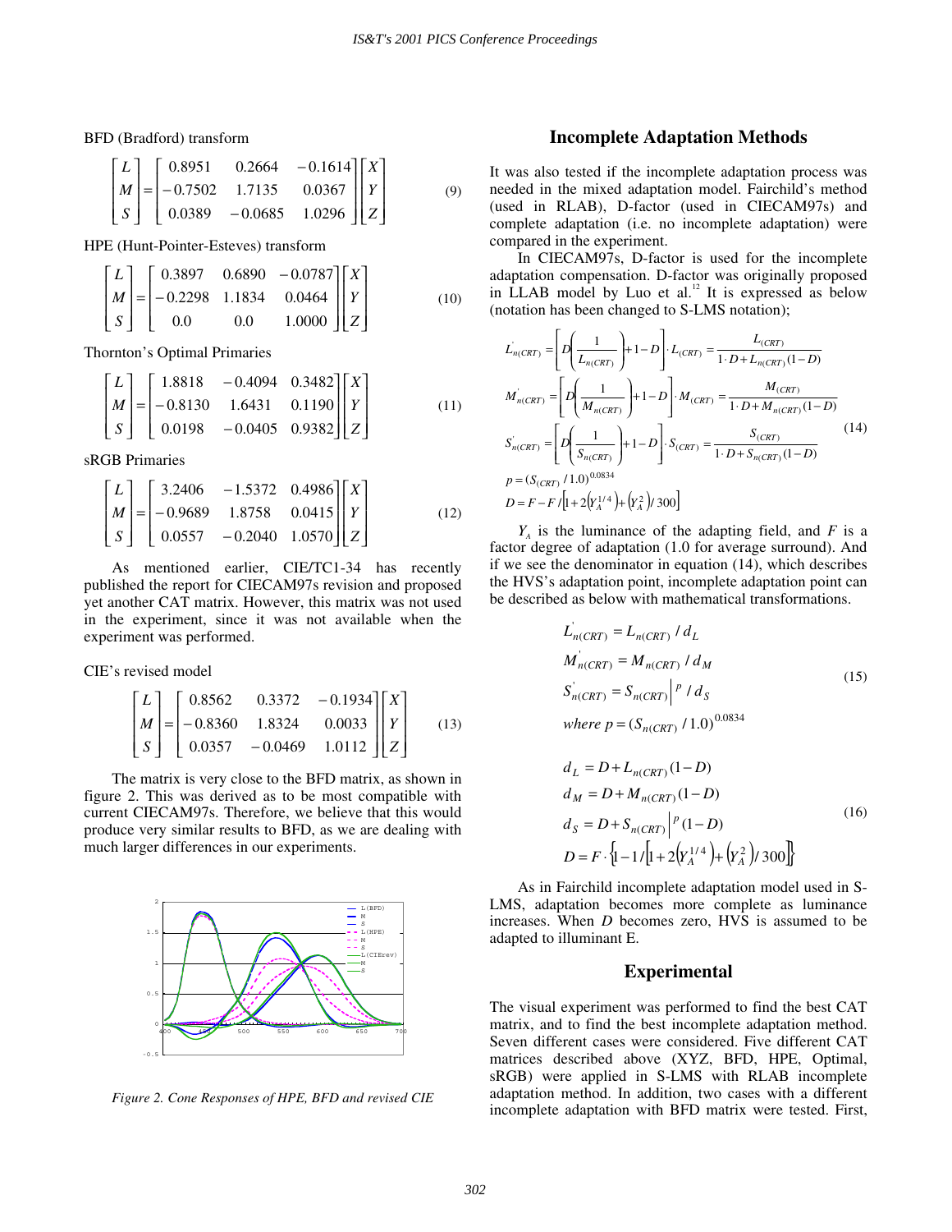BFD (Bradford) transform

$$\begin{bmatrix} L \\ M \\ S \end{bmatrix} = \begin{bmatrix} 0.8951 & 0.2664 & -0.1614 \\ -0.7502 & 1.7135 & 0.0367 \\ 0.0389 & -0.0685 & 1.0296 \end{bmatrix} \begin{bmatrix} X \\ Y \\ Z \end{bmatrix} \tag{9}$$

HPE (Hunt-Pointer-Esteves) transform

$$\begin{bmatrix} L \\ M \\ S \end{bmatrix} = \begin{bmatrix} 0.3897 & 0.6890 & -0.0787 \\ -0.2298 & 1.1834 & 0.0464 \\ 0.0 & 0.0 & 1.0000 \end{bmatrix} \begin{bmatrix} X \\ Y \\ Z \end{bmatrix} \tag{10}$$

Thornton's Optimal Primaries

$$\begin{bmatrix} L \\ M \\ S \end{bmatrix} = \begin{bmatrix} 1.8818 & -0.4094 & 0.3482 \\ -0.8130 & 1.6431 & 0.1190 \\ 0.0198 & -0.0405 & 0.9382 \end{bmatrix} \begin{bmatrix} X \\ Y \\ Z \end{bmatrix} \tag{11}$$

sRGB Primaries

$$\begin{bmatrix} L \\ M \\ S \end{bmatrix} = \begin{bmatrix} 3.2406 & -1.5372 & 0.4986 \\ -0.9689 & 1.8758 & 0.0415 \\ 0.0557 & -0.2040 & 1.0570 \end{bmatrix} \begin{bmatrix} X \\ Y \\ Z \end{bmatrix} \tag{12}$$

As mentioned earlier, CIE/TC1-34 has recently published the report for CIECAM97s revision and proposed yet another CAT matrix. However, this matrix was not used in the experiment, since it was not available when the experiment was performed.

CIE's revised model

$$\begin{bmatrix} L \\ M \\ S \end{bmatrix} = \begin{bmatrix} 0.8562 & 0.3372 & -0.1934 \\ -0.8360 & 1.8324 & 0.0033 \\ 0.0357 & -0.0469 & 1.0112 \end{bmatrix} \begin{bmatrix} X \\ Y \\ Z \end{bmatrix} \tag{13}$$

The matrix is very close to the BFD matrix, as shown in figure 2. This was derived as to be most compatible with current CIECAM97s. Therefore, we believe that this would produce very similar results to BFD, as we are dealing with much larger differences in our experiments.

*Figure 2. Cone Responses of HPE, BFD and revised CIE*

## Incomplete Adaptation Methods

It was also tested if the incomplete adaptation process was needed in the mixed adaptation model. Fairchild's method (used in RLAB), D-factor (used in CIECAM97s) and complete adaptation (i.e. no incomplete adaptation) were compared in the experiment.

In CIECAM97s, D-factor is used for the incomplete adaptation compensation. D-factor was originally proposed in LLAB model by Luo et al.[12] It is expressed as below (notation has been changed to S-LMS notation);

$$
\begin{aligned}
L'_{n(CRT)} &= \left[ D\left(\frac{1}{L_{n(CRT)}}\right) + 1 - D \right] \cdot L_{(CRT)} = \frac{L_{(CRT)}}{1 \cdot D + L_{n(CRT)}(1-D)} \\
M'_{n(CRT)} &= \left[ D\left(\frac{1}{M_{n(CRT)}}\right) + 1 - D \right] \cdot M_{(CRT)} = \frac{M_{(CRT)}}{1 \cdot D + M_{n(CRT)}(1-D)} \\
S'_{n(CRT)} &= \left[ D\left(\frac{1}{S_{n(CRT)}}\right) + 1 - D \right] \cdot S_{(CRT)} = \frac{S_{(CRT)}}{1 \cdot D + S_{n(CRT)}(1-D)} \\
p &= (S_{(CRT)} / 1.0)^{0.0834} \\
D &= F - F / \left[ 1 + 2\left(Y_A^{1/4}\right) + \left(Y_A^2\right) / 300 \right]
\end{aligned} \tag{14}
$$

$Y_A$ is the luminance of the adapting field, and $F$ is a factor degree of adaptation (1.0 for average surround). And if we see the denominator in equation (14), which describes the HVS's adaptation point, incomplete adaptation point can be described as below with mathematical transformations.

$$
\begin{aligned}
L'_{n(CRT)} &= L_{n(CRT)} / d_L \\
M'_{n(CRT)} &= M_{n(CRT)} / d_M \\
S'_{n(CRT)} &= S_{n(CRT)}\big|^{p} / d_S \\
\text{where } p &= (S_{n(CRT)} / 1.0)^{0.0834}
\end{aligned} \tag{15}
$$

$$
\begin{aligned}
d_L &= D + L_{n(CRT)}(1-D) \\
d_M &= D + M_{n(CRT)}(1-D) \\
d_S &= D + S_{n(CRT)}\big|^{p}(1-D) \\
D &= F \cdot \left\{ 1 - 1 / \left[ 1 + 2\left(Y_A^{1/4}\right) + \left(Y_A^2\right) / 300 \right] \right\}
\end{aligned} \tag{16}
$$

As in Fairchild incomplete adaptation model used in S-LMS, adaptation becomes more complete as luminance increases. When $D$ becomes zero, HVS is assumed to be adapted to illuminant E.

## Experimental

The visual experiment was performed to find the best CAT matrix, and to find the best incomplete adaptation method. Seven different cases were considered. Five different CAT matrices described above (XYZ, BFD, HPE, Optimal, sRGB) were applied in S-LMS with RLAB incomplete adaptation method. In addition, two cases with a different incomplete adaptation with BFD matrix were tested. First,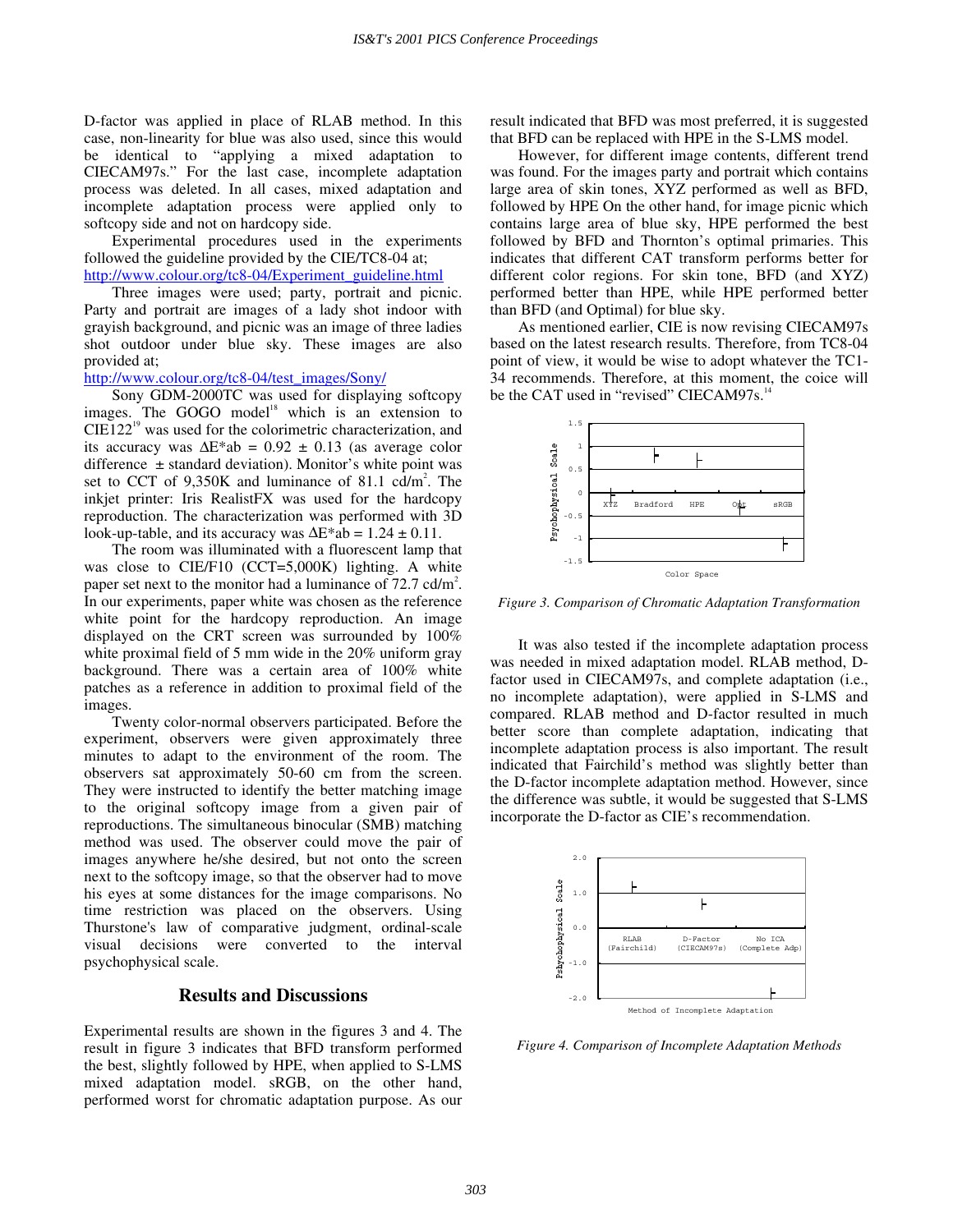D-factor was applied in place of RLAB method. In this case, non-linearity for blue was also used, since this would be identical to "applying a mixed adaptation to CIECAM97s." For the last case, incomplete adaptation process was deleted. In all cases, mixed adaptation and incomplete adaptation process were applied only to softcopy side and not on hardcopy side.

Experimental procedures used in the experiments followed the guideline provided by the CIE/TC8-04 at; http://www.colour.org/tc8-04/Experiment_guideline.html

Three images were used; party, portrait and picnic. Party and portrait are images of a lady shot indoor with grayish background, and picnic was an image of three ladies shot outdoor under blue sky. These images are also provided at;
http://www.colour.org/tc8-04/test_images/Sony/

Sony GDM-2000TC was used for displaying softcopy images. The GOGO model[18] which is an extension to CIE122[19] was used for the colorimetric characterization, and its accuracy was $\Delta E^*ab = 0.92 \pm 0.13$ (as average color difference $\pm$ standard deviation). Monitor's white point was set to CCT of 9,350K and luminance of 81.1 cd/m$^2$. The inkjet printer: Iris RealistFX was used for the hardcopy reproduction. The characterization was performed with 3D look-up-table, and its accuracy was $\Delta E^*ab = 1.24 \pm 0.11$.

The room was illuminated with a fluorescent lamp that was close to CIE/F10 (CCT=5,000K) lighting. A white paper set next to the monitor had a luminance of 72.7 cd/m$^2$. In our experiments, paper white was chosen as the reference white point for the hardcopy reproduction. An image displayed on the CRT screen was surrounded by 100% white proximal field of 5 mm wide in the 20% uniform gray background. There was a certain area of 100% white patches as a reference in addition to proximal field of the images.

Twenty color-normal observers participated. Before the experiment, observers were given approximately three minutes to adapt to the environment of the room. The observers sat approximately 50-60 cm from the screen. They were instructed to identify the better matching image to the original softcopy image from a given pair of reproductions. The simultaneous binocular (SMB) matching method was used. The observer could move the pair of images anywhere he/she desired, but not onto the screen next to the softcopy image, so that the observer had to move his eyes at some distances for the image comparisons. No time restriction was placed on the observers. Using Thurstone's law of comparative judgment, ordinal-scale visual decisions were converted to the interval psychophysical scale.

## Results and Discussions

Experimental results are shown in the figures 3 and 4. The result in figure 3 indicates that BFD transform performed the best, slightly followed by HPE, when applied to S-LMS mixed adaptation model. sRGB, on the other hand, performed worst for chromatic adaptation purpose. As our result indicated that BFD was most preferred, it is suggested that BFD can be replaced with HPE in the S-LMS model.

However, for different image contents, different trend was found. For the images party and portrait which contains large area of skin tones, XYZ performed as well as BFD, followed by HPE On the other hand, for image picnic which contains large area of blue sky, HPE performed the best followed by BFD and Thornton's optimal primaries. This indicates that different CAT transform performs better for different color regions. For skin tone, BFD (and XYZ) performed better than HPE, while HPE performed better than BFD (and Optimal) for blue sky.

As mentioned earlier, CIE is now revising CIECAM97s based on the latest research results. Therefore, from TC8-04 point of view, it would be wise to adopt whatever the TC1-34 recommends. Therefore, at this moment, the coice will be the CAT used in "revised" CIECAM97s.[14]

*Figure 3. Comparison of Chromatic Adaptation Transformation*

It was also tested if the incomplete adaptation process was needed in mixed adaptation model. RLAB method, D-factor used in CIECAM97s, and complete adaptation (i.e., no incomplete adaptation), were applied in S-LMS and compared. RLAB method and D-factor resulted in much better score than complete adaptation, indicating that incomplete adaptation process is also important. The result indicated that Fairchild's method was slightly better than the D-factor incomplete adaptation method. However, since the difference was subtle, it would be suggested that S-LMS incorporate the D-factor as CIE's recommendation.

*Figure 4. Comparison of Incomplete Adaptation Methods*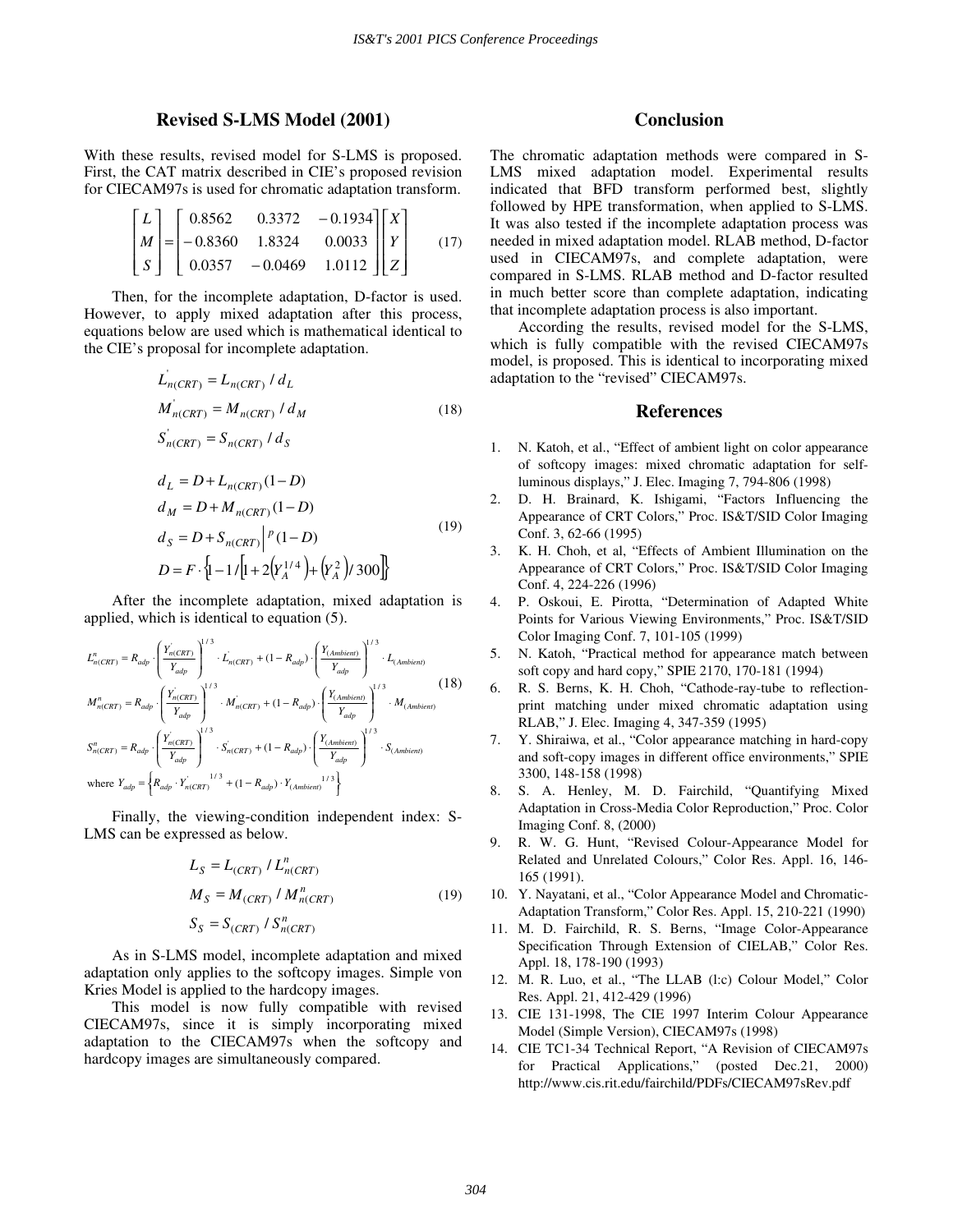## Revised S-LMS Model (2001)

With these results, revised model for S-LMS is proposed. First, the CAT matrix described in CIE's proposed revision for CIECAM97s is used for chromatic adaptation transform.

$$\begin{bmatrix} L \\ M \\ S \end{bmatrix} = \begin{bmatrix} 0.8562 & 0.3372 & -0.1934 \\ -0.8360 & 1.8324 & 0.0033 \\ 0.0357 & -0.0469 & 1.0112 \end{bmatrix} \begin{bmatrix} X \\ Y \\ Z \end{bmatrix} \quad (17)$$

Then, for the incomplete adaptation, D-factor is used. However, to apply mixed adaptation after this process, equations below are used which is mathematical identical to the CIE's proposal for incomplete adaptation.

$$\begin{aligned} L'_{n(CRT)} &= L_{n(CRT)} / d_L \\ M'_{n(CRT)} &= M_{n(CRT)} / d_M \\ S'_{n(CRT)} &= S_{n(CRT)} / d_S \end{aligned} \quad (18)$$

$$\begin{aligned} d_L &= D + L_{n(CRT)}(1-D) \\ d_M &= D + M_{n(CRT)}(1-D) \\ d_S &= D + S_{n(CRT)}\big|^{p}(1-D) \\ D &= F \cdot \left\{1 - 1/\left[1 + 2\left(Y_A^{1/4}\right) + \left(Y_A^2\right)/300\right]\right\} \end{aligned} \quad (19)$$

After the incomplete adaptation, mixed adaptation is applied, which is identical to equation (5).

$$\begin{aligned} L^n_{n(CRT)} &= R_{adp} \cdot \left(\frac{Y'_{n(CRT)}}{Y_{adp}}\right)^{1/3} \cdot L'_{n(CRT)} + (1 - R_{adp}) \cdot \left(\frac{Y_{(Ambient)}}{Y_{adp}}\right)^{1/3} \cdot L_{(Ambient)} \\ M^n_{n(CRT)} &= R_{adp} \cdot \left(\frac{Y'_{n(CRT)}}{Y_{adp}}\right)^{1/3} \cdot M'_{n(CRT)} + (1 - R_{adp}) \cdot \left(\frac{Y_{(Ambient)}}{Y_{adp}}\right)^{1/3} \cdot M_{(Ambient)} \\ S^n_{n(CRT)} &= R_{adp} \cdot \left(\frac{Y'_{n(CRT)}}{Y_{adp}}\right)^{1/3} \cdot S'_{n(CRT)} + (1 - R_{adp}) \cdot \left(\frac{Y_{(Ambient)}}{Y_{adp}}\right)^{1/3} \cdot S_{(Ambient)} \\ \text{where } Y_{adp} &= \left\{R_{adp} \cdot Y'^{\,1/3}_{n(CRT)} + (1 - R_{adp}) \cdot Y^{1/3}_{(Ambient)}\right\} \end{aligned} \quad (18)$$

Finally, the viewing-condition independent index: S-LMS can be expressed as below.

$$\begin{aligned} L_S &= L_{(CRT)} / L^n_{n(CRT)} \\ M_S &= M_{(CRT)} / M^n_{n(CRT)} \\ S_S &= S_{(CRT)} / S^n_{n(CRT)} \end{aligned} \quad (19)$$

As in S-LMS model, incomplete adaptation and mixed adaptation only applies to the softcopy images. Simple von Kries Model is applied to the hardcopy images.

This model is now fully compatible with revised CIECAM97s, since it is simply incorporating mixed adaptation to the CIECAM97s when the softcopy and hardcopy images are simultaneously compared.

## Conclusion

The chromatic adaptation methods were compared in S-LMS mixed adaptation model. Experimental results indicated that BFD transform performed best, slightly followed by HPE transformation, when applied to S-LMS. It was also tested if the incomplete adaptation process was needed in mixed adaptation model. RLAB method, D-factor used in CIECAM97s, and complete adaptation, were compared in S-LMS. RLAB method and D-factor resulted in much better score than complete adaptation, indicating that incomplete adaptation process is also important.

According the results, revised model for the S-LMS, which is fully compatible with the revised CIECAM97s model, is proposed. This is identical to incorporating mixed adaptation to the "revised" CIECAM97s.

## References

1. N. Katoh, et al., "Effect of ambient light on color appearance of softcopy images: mixed chromatic adaptation for self-luminous displays," J. Elec. Imaging 7, 794-806 (1998)
2. D. H. Brainard, K. Ishigami, "Factors Influencing the Appearance of CRT Colors," Proc. IS&T/SID Color Imaging Conf. 3, 62-66 (1995)
3. K. H. Choh, et al, "Effects of Ambient Illumination on the Appearance of CRT Colors," Proc. IS&T/SID Color Imaging Conf. 4, 224-226 (1996)
4. P. Oskoui, E. Pirotta, "Determination of Adapted White Points for Various Viewing Environments," Proc. IS&T/SID Color Imaging Conf. 7, 101-105 (1999)
5. N. Katoh, "Practical method for appearance match between soft copy and hard copy," SPIE 2170, 170-181 (1994)
6. R. S. Berns, K. H. Choh, "Cathode-ray-tube to reflection-print matching under mixed chromatic adaptation using RLAB," J. Elec. Imaging 4, 347-359 (1995)
7. Y. Shiraiwa, et al., "Color appearance matching in hard-copy and soft-copy images in different office environments," SPIE 3300, 148-158 (1998)
8. S. A. Henley, M. D. Fairchild, "Quantifying Mixed Adaptation in Cross-Media Color Reproduction," Proc. Color Imaging Conf. 8, (2000)
9. R. W. G. Hunt, "Revised Colour-Appearance Model for Related and Unrelated Colours," Color Res. Appl. 16, 146-165 (1991).
10. Y. Nayatani, et al., "Color Appearance Model and Chromatic-Adaptation Transform," Color Res. Appl. 15, 210-221 (1990)
11. M. D. Fairchild, R. S. Berns, "Image Color-Appearance Specification Through Extension of CIELAB," Color Res. Appl. 18, 178-190 (1993)
12. M. R. Luo, et al., "The LLAB (l:c) Colour Model," Color Res. Appl. 21, 412-429 (1996)
13. CIE 131-1998, The CIE 1997 Interim Colour Appearance Model (Simple Version), CIECAM97s (1998)
14. CIE TC1-34 Technical Report, "A Revision of CIECAM97s for Practical Applications," (posted Dec.21, 2000) http://www.cis.rit.edu/fairchild/PDFs/CIECAM97sRev.pdf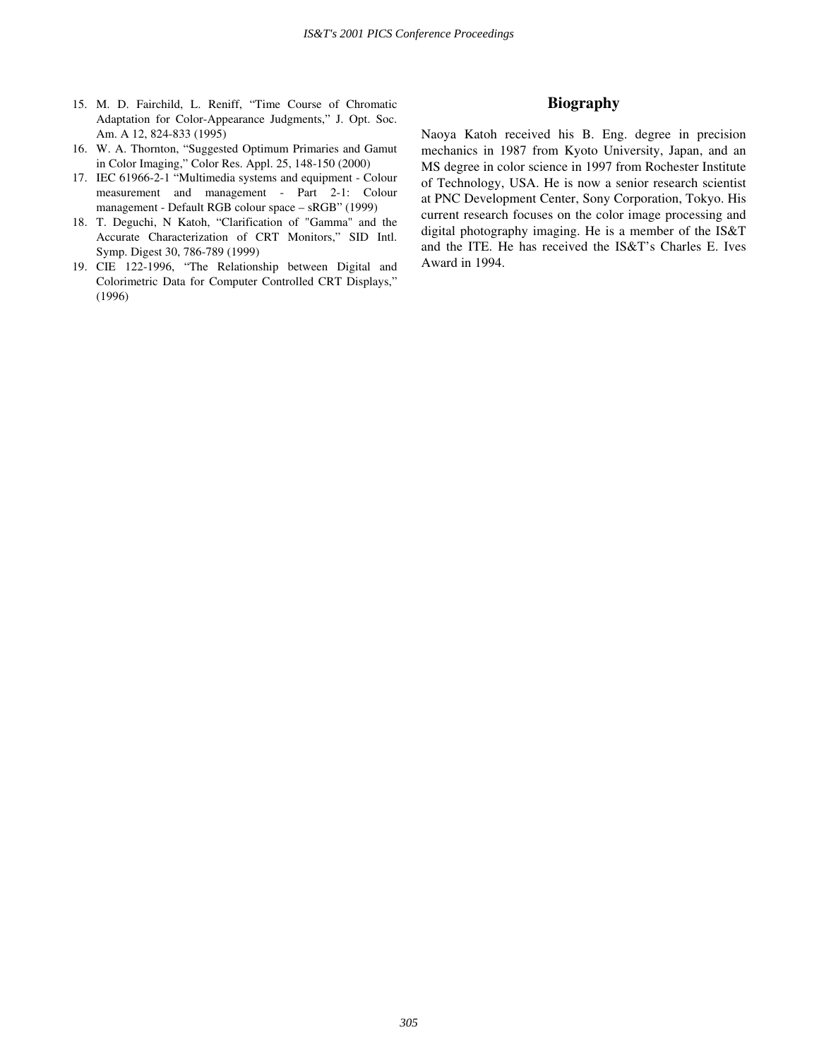15. M. D. Fairchild, L. Reniff, “Time Course of Chromatic Adaptation for Color-Appearance Judgments,” J. Opt. Soc. Am. A 12, 824-833 (1995)
16. W. A. Thornton, “Suggested Optimum Primaries and Gamut in Color Imaging,” Color Res. Appl. 25, 148-150 (2000)
17. IEC 61966-2-1 “Multimedia systems and equipment - Colour measurement and management - Part 2-1: Colour management - Default RGB colour space – sRGB” (1999)
18. T. Deguchi, N Katoh, “Clarification of "Gamma" and the Accurate Characterization of CRT Monitors,” SID Intl. Symp. Digest 30, 786-789 (1999)
19. CIE 122-1996, “The Relationship between Digital and Colorimetric Data for Computer Controlled CRT Displays,” (1996)

## Biography

Naoya Katoh received his B. Eng. degree in precision mechanics in 1987 from Kyoto University, Japan, and an MS degree in color science in 1997 from Rochester Institute of Technology, USA. He is now a senior research scientist at PNC Development Center, Sony Corporation, Tokyo. His current research focuses on the color image processing and digital photography imaging. He is a member of the IS&T and the ITE. He has received the IS&T’s Charles E. Ives Award in 1994.